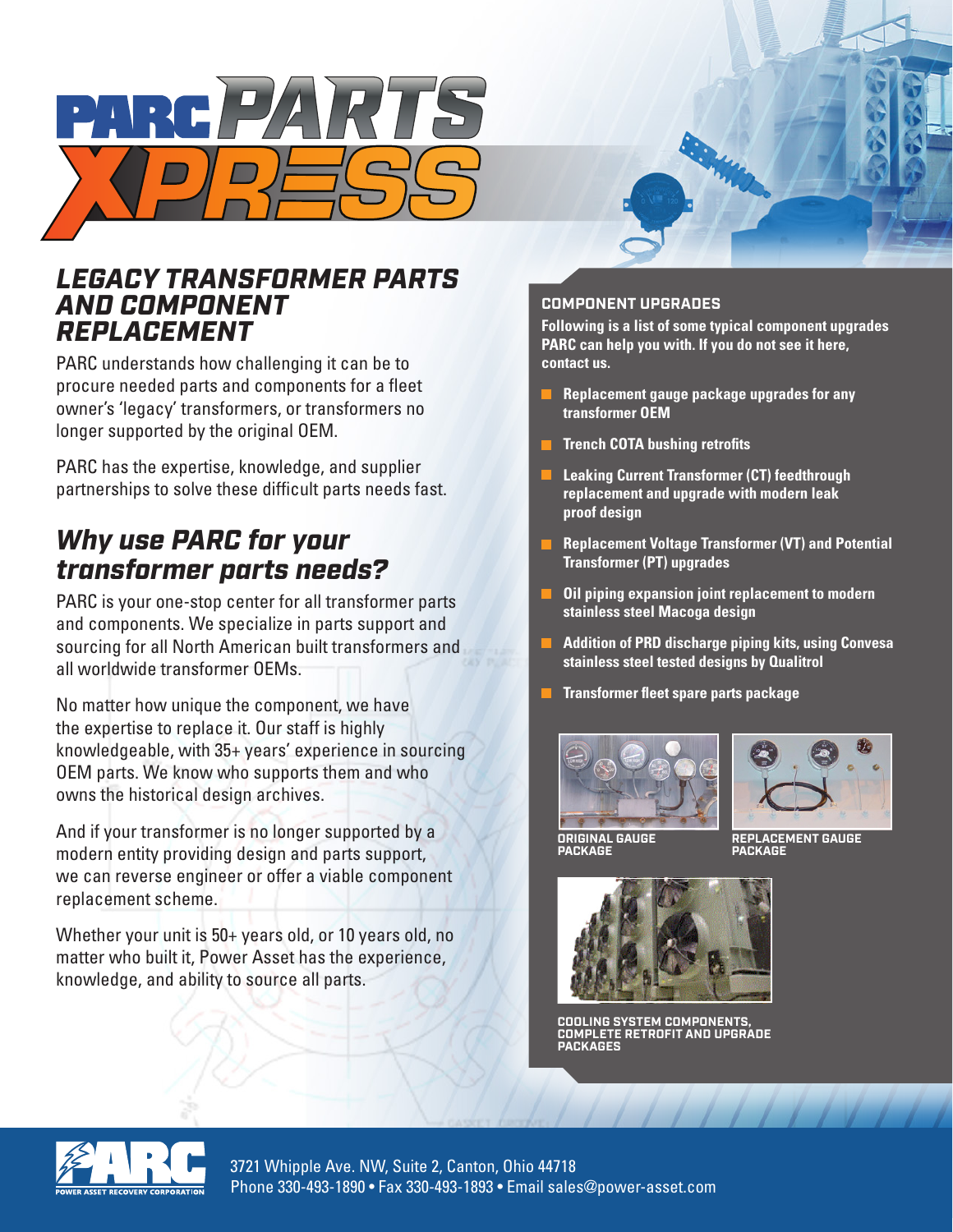# PARC PARTS XPRESS

## LEGACY TRANSFORMER PARTS AND COMPONENT REPLACEMENT

PARC understands how challenging it can be to procure needed parts and components for a fleet owner's 'legacy' transformers, or transformers no longer supported by the original OEM.

PARC has the expertise, knowledge, and supplier partnerships to solve these difficult parts needs fast.

## Why use PARC for your transformer parts needs?

PARC is your one-stop center for all transformer parts and components. We specialize in parts support and sourcing for all North American built transformers and all worldwide transformer OEMs.

No matter how unique the component, we have the expertise to replace it. Our staff is highly knowledgeable, with 35+ years' experience in sourcing OEM parts. We know who supports them and who owns the historical design archives.

And if your transformer is no longer supported by a modern entity providing design and parts support, we can reverse engineer or offer a viable component replacement scheme.

Whether your unit is 50+ years old, or 10 years old, no matter who built it, Power Asset has the experience, knowledge, and ability to source all parts.

### COMPONENT UPGRADES

**Following is a list of some typical component upgrades PARC can help you with. If you do not see it here, contact us.**

- **Replacement gauge package upgrades for any transformer OEM**
- **Trench COTA bushing retrofits**
- **Leaking Current Transformer (CT) feedthrough replacement and upgrade with modern leak proof design**
- **Replacement Voltage Transformer (VT) and Potential Transformer (PT) upgrades**
- **Oil piping expansion joint replacement to modern stainless steel Macoga design**
- **Addition of PRD discharge piping kits, using Convesa stainless steel tested designs by Qualitrol**
- **Transformer fleet spare parts package**

ORIGINAL GAUGE PACKAGE

REPLACEMENT GAUGE PACKAGE

COOLING SYSTEM COMPONENTS, COMPLETE RETROFIT AND UPGRADE PACKAGES

PARC POWER ASSET RECOVERY CORPORATION

3721 Whipple Ave. NW, Suite 2, Canton, Ohio 44718
Phone 330-493-1890 • Fax 330-493-1893 • Email sales@power-asset.com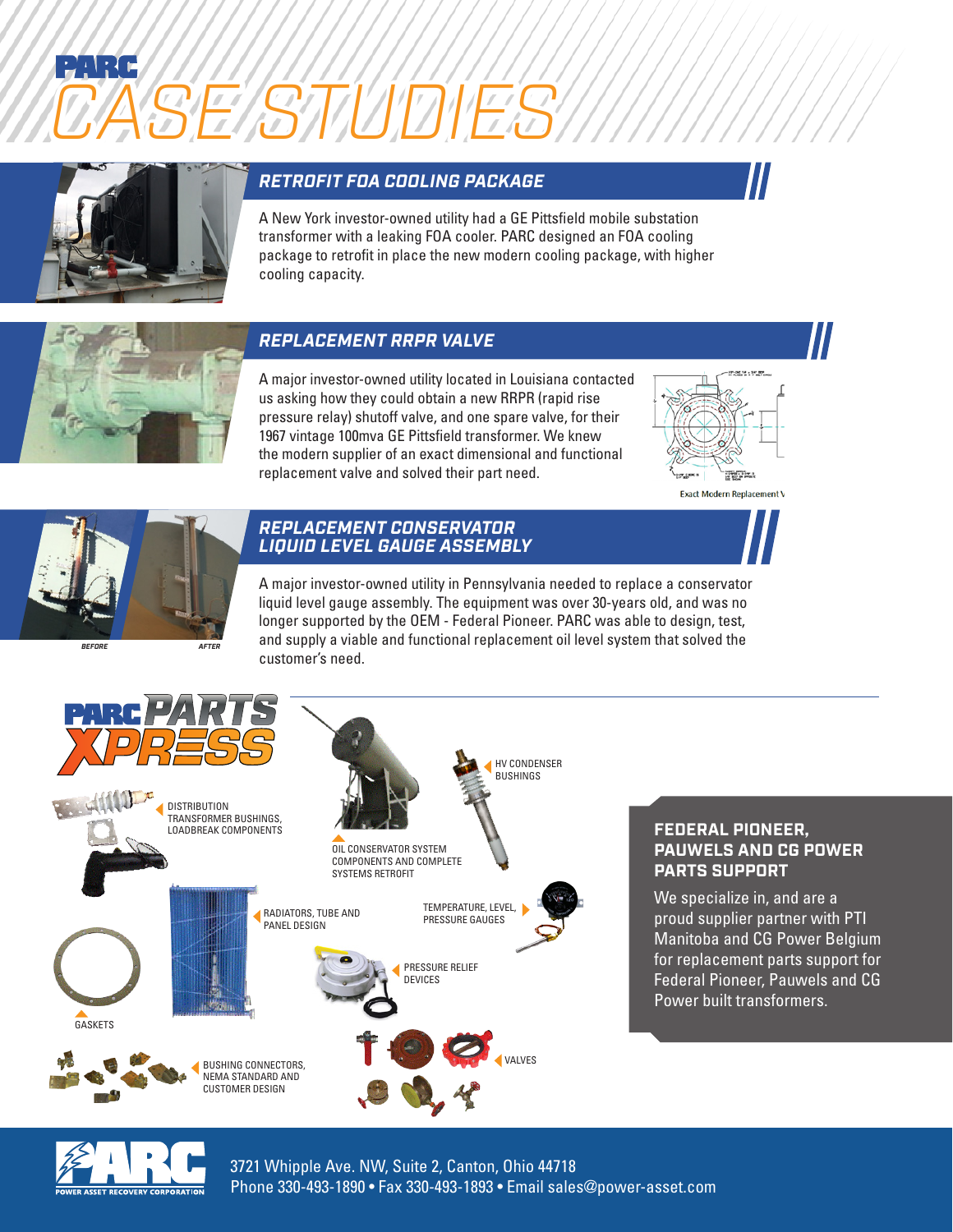# PARC CASE STUDIES

## RETROFIT FOA COOLING PACKAGE

A New York investor-owned utility had a GE Pittsfield mobile substation transformer with a leaking FOA cooler. PARC designed an FOA cooling package to retrofit in place the new modern cooling package, with higher cooling capacity.

## REPLACEMENT RRPR VALVE

A major investor-owned utility located in Louisiana contacted us asking how they could obtain a new RRPR (rapid rise pressure relay) shutoff valve, and one spare valve, for their 1967 vintage 100mva GE Pittsfield transformer. We knew the modern supplier of an exact dimensional and functional replacement valve and solved their part need.

Exact Modern Replacement V

## REPLACEMENT CONSERVATOR LIQUID LEVEL GAUGE ASSEMBLY

BEFORE AFTER

A major investor-owned utility in Pennsylvania needed to replace a conservator liquid level gauge assembly. The equipment was over 30-years old, and was no longer supported by the OEM - Federal Pioneer. PARC was able to design, test, and supply a viable and functional replacement oil level system that solved the customer's need.

## PARC PARTS XPRESS

- DISTRIBUTION TRANSFORMER BUSHINGS, LOADBREAK COMPONENTS
- OIL CONSERVATOR SYSTEM COMPONENTS AND COMPLETE SYSTEMS RETROFIT
- HV CONDENSER BUSHINGS
- RADIATORS, TUBE AND PANEL DESIGN
- TEMPERATURE, LEVEL, PRESSURE GAUGES
- PRESSURE RELIEF DEVICES
- GASKETS
- BUSHING CONNECTORS, NEMA STANDARD AND CUSTOMER DESIGN
- VALVES

### FEDERAL PIONEER, PAUWELS AND CG POWER PARTS SUPPORT

We specialize in, and are a proud supplier partner with PTI Manitoba and CG Power Belgium for replacement parts support for Federal Pioneer, Pauwels and CG Power built transformers.

PARC POWER ASSET RECOVERY CORPORATION

3721 Whipple Ave. NW, Suite 2, Canton, Ohio 44718
Phone 330-493-1890 • Fax 330-493-1893 • Email sales@power-asset.com